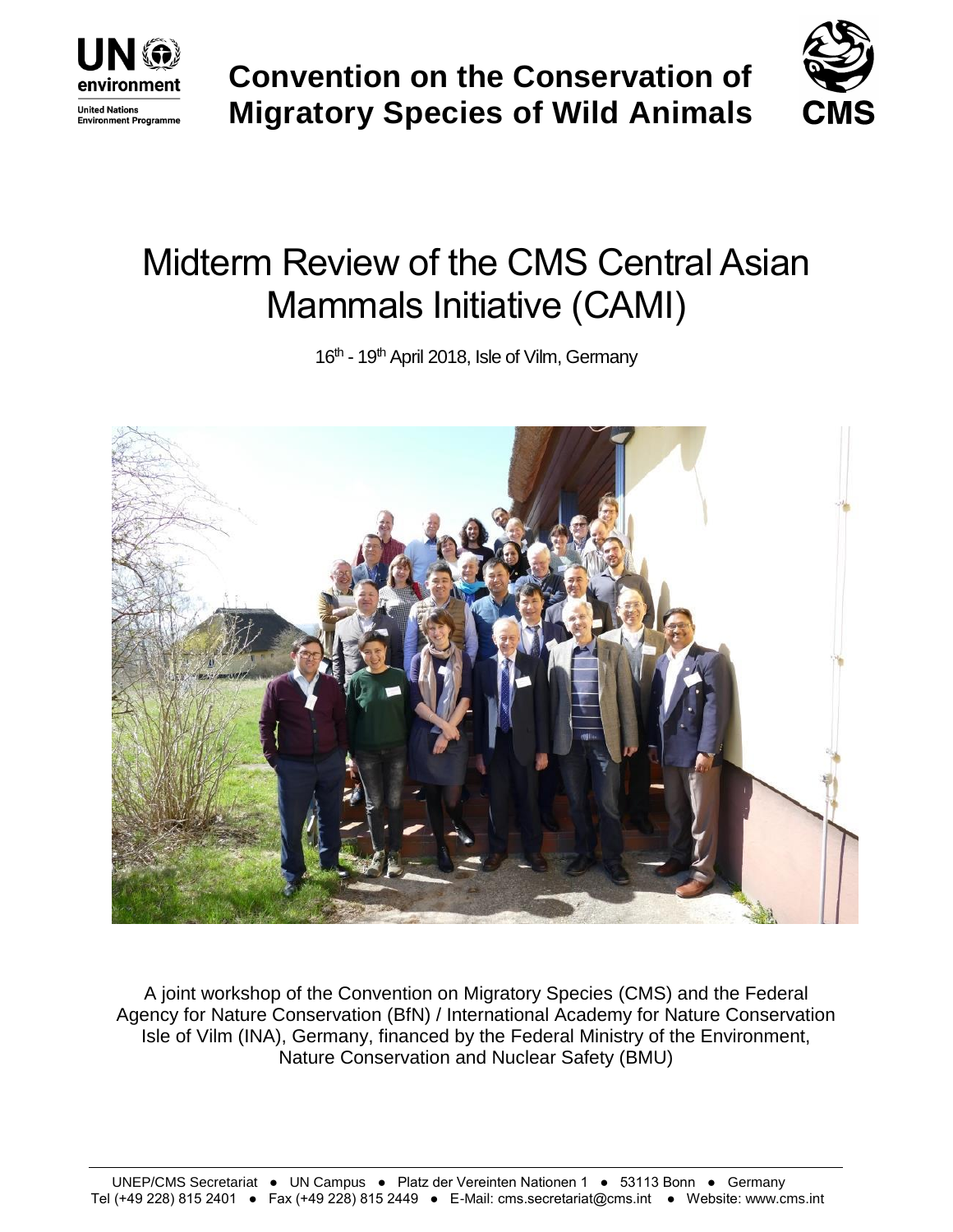Convention on the Conservation of Migratory Species of Wild Animals

# Midterm Review of the CMS Central Asian Mammals Initiative (CAMI)

16th - 19th April 2018, Isle of Vilm, Germany

A joint workshop of the Convention on Migratory Species (CMS) and the Federal Agency for Nature Conservation (BfN) / International Academy for Nature Conservation Isle of Vilm (INA), Germany, financed by the Federal Ministry of the Environment, Nature Conservation and Nuclear Safety (BMU)

UNEP/CMS Secretariat ● UN Campus ● Platz der Vereinten Nationen 1 ● 53113 Bonn ● Germany
Tel (+49 228) 815 2401 ● Fax (+49 228) 815 2449 ● E-Mail: cms.secretariat@cms.int ● Website: www.cms.int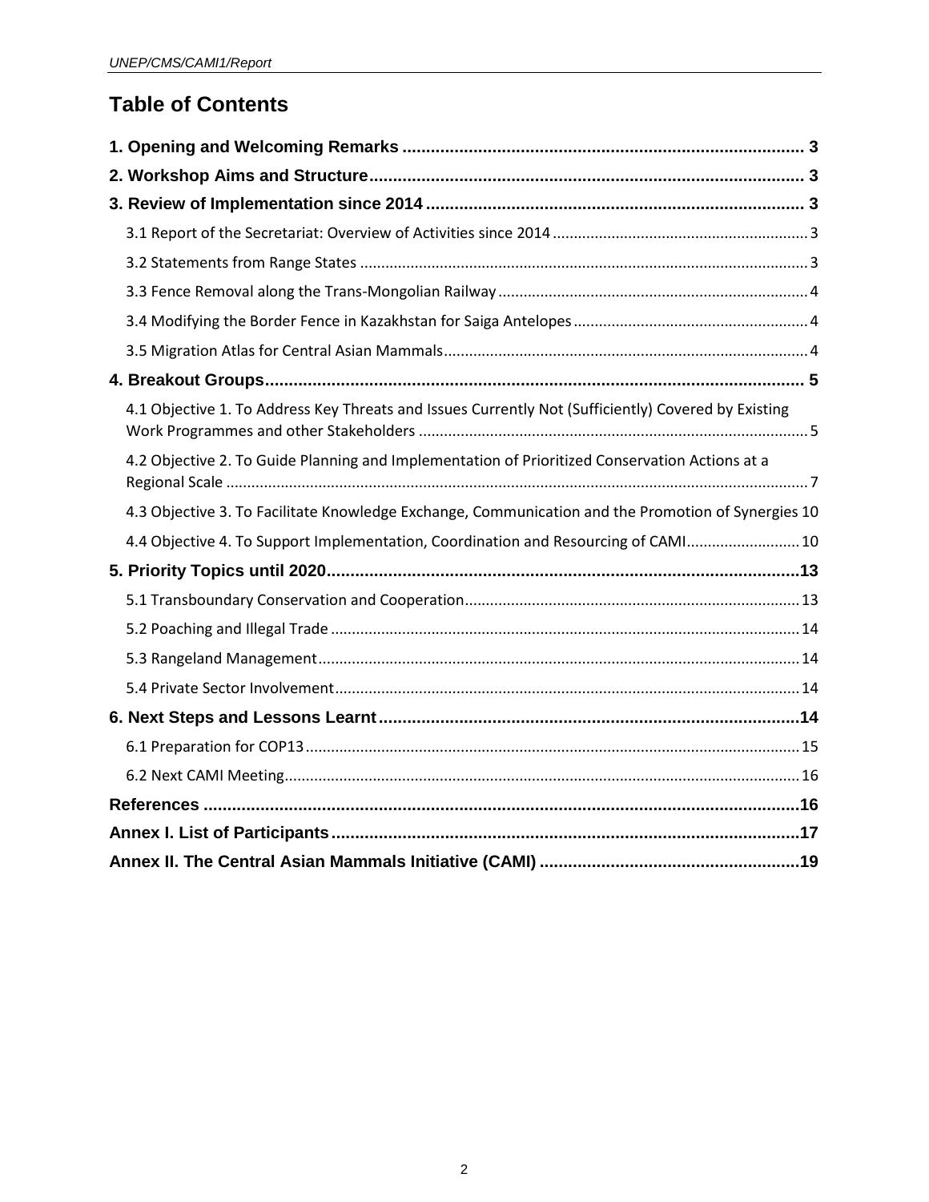# Table of Contents

**1. Opening and Welcoming Remarks** .......... 3

**2. Workshop Aims and Structure** .......... 3

**3. Review of Implementation since 2014** .......... 3

- 3.1 Report of the Secretariat: Overview of Activities since 2014 .......... 3
- 3.2 Statements from Range States .......... 3
- 3.3 Fence Removal along the Trans-Mongolian Railway .......... 4
- 3.4 Modifying the Border Fence in Kazakhstan for Saiga Antelopes .......... 4
- 3.5 Migration Atlas for Central Asian Mammals .......... 4

**4. Breakout Groups** .......... 5

- 4.1 Objective 1. To Address Key Threats and Issues Currently Not (Sufficiently) Covered by Existing Work Programmes and other Stakeholders .......... 5
- 4.2 Objective 2. To Guide Planning and Implementation of Prioritized Conservation Actions at a Regional Scale .......... 7
- 4.3 Objective 3. To Facilitate Knowledge Exchange, Communication and the Promotion of Synergies 10
- 4.4 Objective 4. To Support Implementation, Coordination and Resourcing of CAMI .......... 10

**5. Priority Topics until 2020** .......... 13

- 5.1 Transboundary Conservation and Cooperation .......... 13
- 5.2 Poaching and Illegal Trade .......... 14
- 5.3 Rangeland Management .......... 14
- 5.4 Private Sector Involvement .......... 14

**6. Next Steps and Lessons Learnt** .......... 14

- 6.1 Preparation for COP13 .......... 15
- 6.2 Next CAMI Meeting .......... 16

**References** .......... 16

**Annex I. List of Participants** .......... 17

**Annex II. The Central Asian Mammals Initiative (CAMI)** .......... 19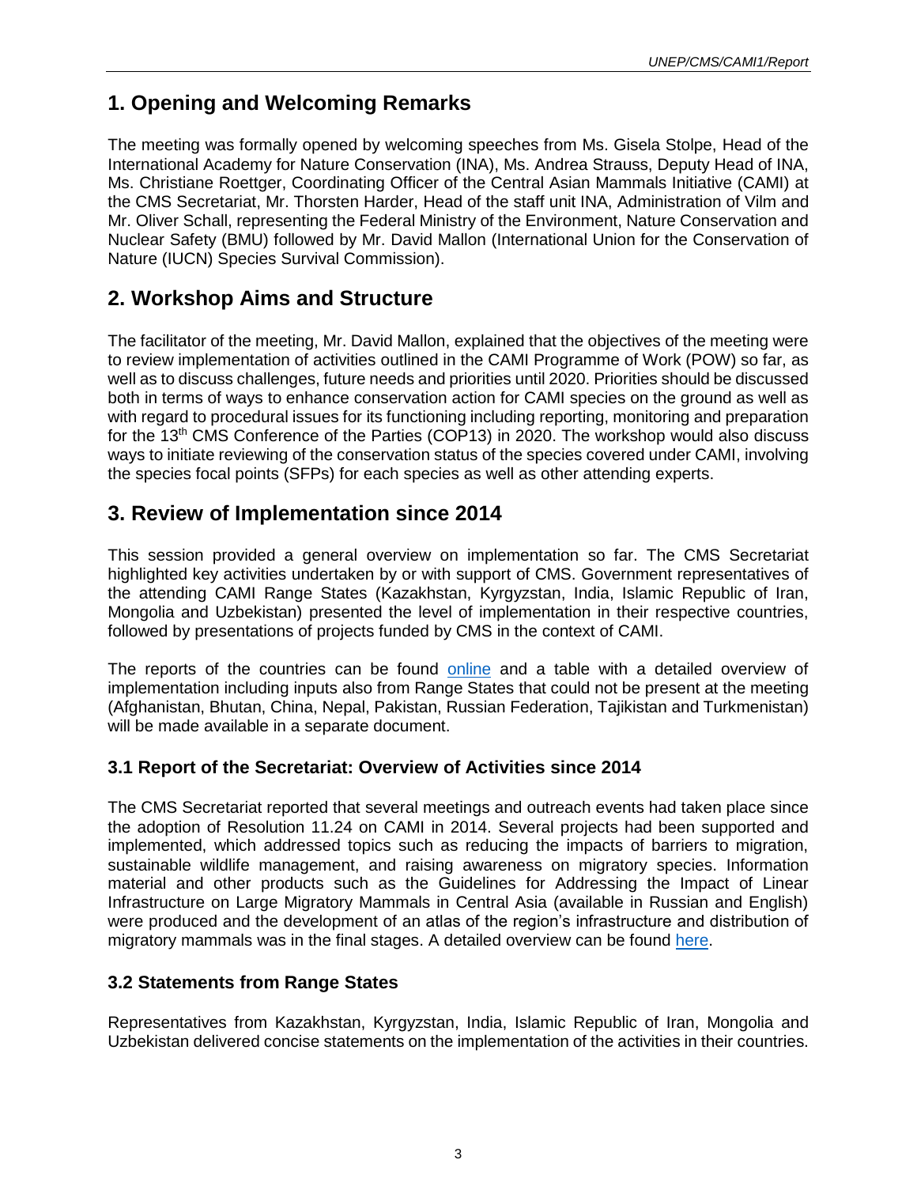## 1. Opening and Welcoming Remarks

The meeting was formally opened by welcoming speeches from Ms. Gisela Stolpe, Head of the International Academy for Nature Conservation (INA), Ms. Andrea Strauss, Deputy Head of INA, Ms. Christiane Roettger, Coordinating Officer of the Central Asian Mammals Initiative (CAMI) at the CMS Secretariat, Mr. Thorsten Harder, Head of the staff unit INA, Administration of Vilm and Mr. Oliver Schall, representing the Federal Ministry of the Environment, Nature Conservation and Nuclear Safety (BMU) followed by Mr. David Mallon (International Union for the Conservation of Nature (IUCN) Species Survival Commission).

## 2. Workshop Aims and Structure

The facilitator of the meeting, Mr. David Mallon, explained that the objectives of the meeting were to review implementation of activities outlined in the CAMI Programme of Work (POW) so far, as well as to discuss challenges, future needs and priorities until 2020. Priorities should be discussed both in terms of ways to enhance conservation action for CAMI species on the ground as well as with regard to procedural issues for its functioning including reporting, monitoring and preparation for the 13th CMS Conference of the Parties (COP13) in 2020. The workshop would also discuss ways to initiate reviewing of the conservation status of the species covered under CAMI, involving the species focal points (SFPs) for each species as well as other attending experts.

## 3. Review of Implementation since 2014

This session provided a general overview on implementation so far. The CMS Secretariat highlighted key activities undertaken by or with support of CMS. Government representatives of the attending CAMI Range States (Kazakhstan, Kyrgyzstan, India, Islamic Republic of Iran, Mongolia and Uzbekistan) presented the level of implementation in their respective countries, followed by presentations of projects funded by CMS in the context of CAMI.

The reports of the countries can be found online and a table with a detailed overview of implementation including inputs also from Range States that could not be present at the meeting (Afghanistan, Bhutan, China, Nepal, Pakistan, Russian Federation, Tajikistan and Turkmenistan) will be made available in a separate document.

### 3.1 Report of the Secretariat: Overview of Activities since 2014

The CMS Secretariat reported that several meetings and outreach events had taken place since the adoption of Resolution 11.24 on CAMI in 2014. Several projects had been supported and implemented, which addressed topics such as reducing the impacts of barriers to migration, sustainable wildlife management, and raising awareness on migratory species. Information material and other products such as the Guidelines for Addressing the Impact of Linear Infrastructure on Large Migratory Mammals in Central Asia (available in Russian and English) were produced and the development of an atlas of the region's infrastructure and distribution of migratory mammals was in the final stages. A detailed overview can be found here.

### 3.2 Statements from Range States

Representatives from Kazakhstan, Kyrgyzstan, India, Islamic Republic of Iran, Mongolia and Uzbekistan delivered concise statements on the implementation of the activities in their countries.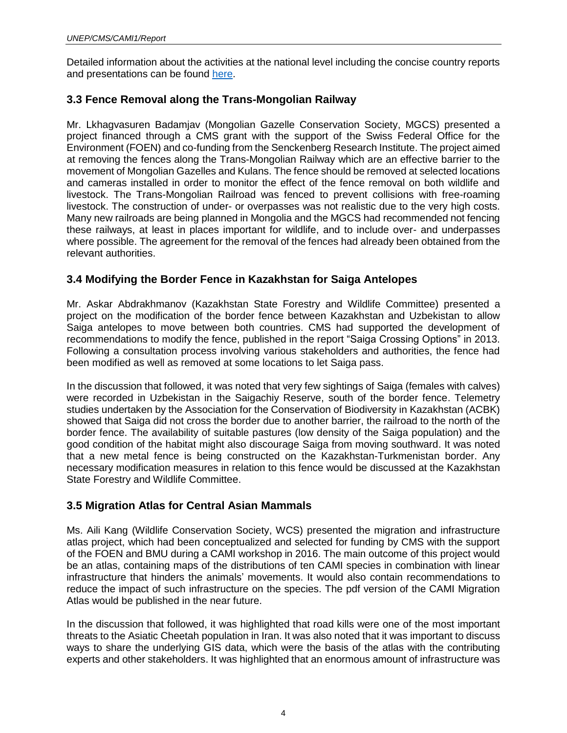Detailed information about the activities at the national level including the concise country reports and presentations can be found here.

## 3.3 Fence Removal along the Trans-Mongolian Railway

Mr. Lkhagvasuren Badamjav (Mongolian Gazelle Conservation Society, MGCS) presented a project financed through a CMS grant with the support of the Swiss Federal Office for the Environment (FOEN) and co-funding from the Senckenberg Research Institute. The project aimed at removing the fences along the Trans-Mongolian Railway which are an effective barrier to the movement of Mongolian Gazelles and Kulans. The fence should be removed at selected locations and cameras installed in order to monitor the effect of the fence removal on both wildlife and livestock. The Trans-Mongolian Railroad was fenced to prevent collisions with free-roaming livestock. The construction of under- or overpasses was not realistic due to the very high costs. Many new railroads are being planned in Mongolia and the MGCS had recommended not fencing these railways, at least in places important for wildlife, and to include over- and underpasses where possible. The agreement for the removal of the fences had already been obtained from the relevant authorities.

## 3.4 Modifying the Border Fence in Kazakhstan for Saiga Antelopes

Mr. Askar Abdrakhmanov (Kazakhstan State Forestry and Wildlife Committee) presented a project on the modification of the border fence between Kazakhstan and Uzbekistan to allow Saiga antelopes to move between both countries. CMS had supported the development of recommendations to modify the fence, published in the report "Saiga Crossing Options" in 2013. Following a consultation process involving various stakeholders and authorities, the fence had been modified as well as removed at some locations to let Saiga pass.

In the discussion that followed, it was noted that very few sightings of Saiga (females with calves) were recorded in Uzbekistan in the Saigachiy Reserve, south of the border fence. Telemetry studies undertaken by the Association for the Conservation of Biodiversity in Kazakhstan (ACBK) showed that Saiga did not cross the border due to another barrier, the railroad to the north of the border fence. The availability of suitable pastures (low density of the Saiga population) and the good condition of the habitat might also discourage Saiga from moving southward. It was noted that a new metal fence is being constructed on the Kazakhstan-Turkmenistan border. Any necessary modification measures in relation to this fence would be discussed at the Kazakhstan State Forestry and Wildlife Committee.

## 3.5 Migration Atlas for Central Asian Mammals

Ms. Aili Kang (Wildlife Conservation Society, WCS) presented the migration and infrastructure atlas project, which had been conceptualized and selected for funding by CMS with the support of the FOEN and BMU during a CAMI workshop in 2016. The main outcome of this project would be an atlas, containing maps of the distributions of ten CAMI species in combination with linear infrastructure that hinders the animals' movements. It would also contain recommendations to reduce the impact of such infrastructure on the species. The pdf version of the CAMI Migration Atlas would be published in the near future.

In the discussion that followed, it was highlighted that road kills were one of the most important threats to the Asiatic Cheetah population in Iran. It was also noted that it was important to discuss ways to share the underlying GIS data, which were the basis of the atlas with the contributing experts and other stakeholders. It was highlighted that an enormous amount of infrastructure was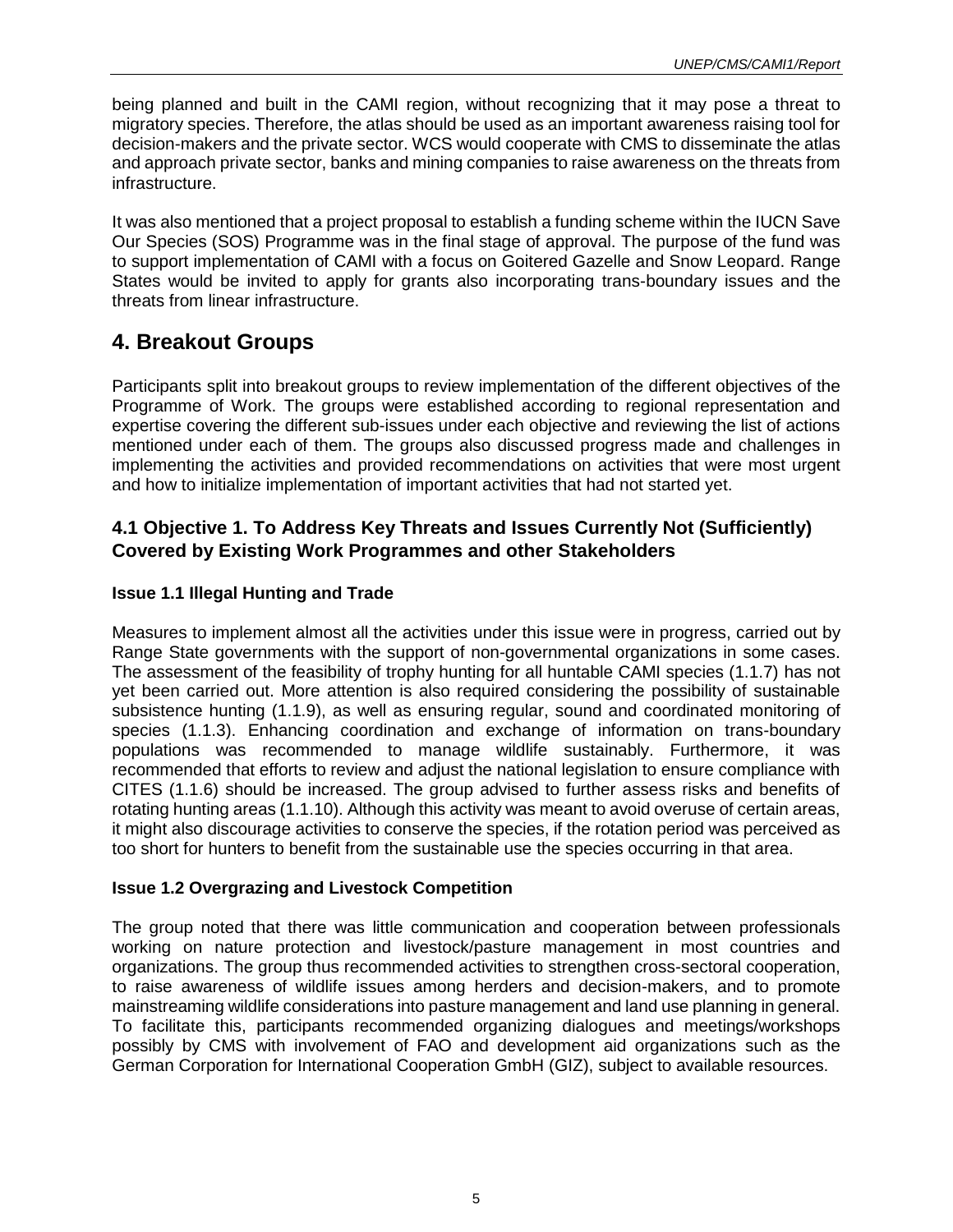being planned and built in the CAMI region, without recognizing that it may pose a threat to migratory species. Therefore, the atlas should be used as an important awareness raising tool for decision-makers and the private sector. WCS would cooperate with CMS to disseminate the atlas and approach private sector, banks and mining companies to raise awareness on the threats from infrastructure.

It was also mentioned that a project proposal to establish a funding scheme within the IUCN Save Our Species (SOS) Programme was in the final stage of approval. The purpose of the fund was to support implementation of CAMI with a focus on Goitered Gazelle and Snow Leopard. Range States would be invited to apply for grants also incorporating trans-boundary issues and the threats from linear infrastructure.

# 4. Breakout Groups

Participants split into breakout groups to review implementation of the different objectives of the Programme of Work. The groups were established according to regional representation and expertise covering the different sub-issues under each objective and reviewing the list of actions mentioned under each of them. The groups also discussed progress made and challenges in implementing the activities and provided recommendations on activities that were most urgent and how to initialize implementation of important activities that had not started yet.

## 4.1 Objective 1. To Address Key Threats and Issues Currently Not (Sufficiently) Covered by Existing Work Programmes and other Stakeholders

### Issue 1.1 Illegal Hunting and Trade

Measures to implement almost all the activities under this issue were in progress, carried out by Range State governments with the support of non-governmental organizations in some cases. The assessment of the feasibility of trophy hunting for all huntable CAMI species (1.1.7) has not yet been carried out. More attention is also required considering the possibility of sustainable subsistence hunting (1.1.9), as well as ensuring regular, sound and coordinated monitoring of species (1.1.3). Enhancing coordination and exchange of information on trans-boundary populations was recommended to manage wildlife sustainably. Furthermore, it was recommended that efforts to review and adjust the national legislation to ensure compliance with CITES (1.1.6) should be increased. The group advised to further assess risks and benefits of rotating hunting areas (1.1.10). Although this activity was meant to avoid overuse of certain areas, it might also discourage activities to conserve the species, if the rotation period was perceived as too short for hunters to benefit from the sustainable use the species occurring in that area.

### Issue 1.2 Overgrazing and Livestock Competition

The group noted that there was little communication and cooperation between professionals working on nature protection and livestock/pasture management in most countries and organizations. The group thus recommended activities to strengthen cross-sectoral cooperation, to raise awareness of wildlife issues among herders and decision-makers, and to promote mainstreaming wildlife considerations into pasture management and land use planning in general. To facilitate this, participants recommended organizing dialogues and meetings/workshops possibly by CMS with involvement of FAO and development aid organizations such as the German Corporation for International Cooperation GmbH (GIZ), subject to available resources.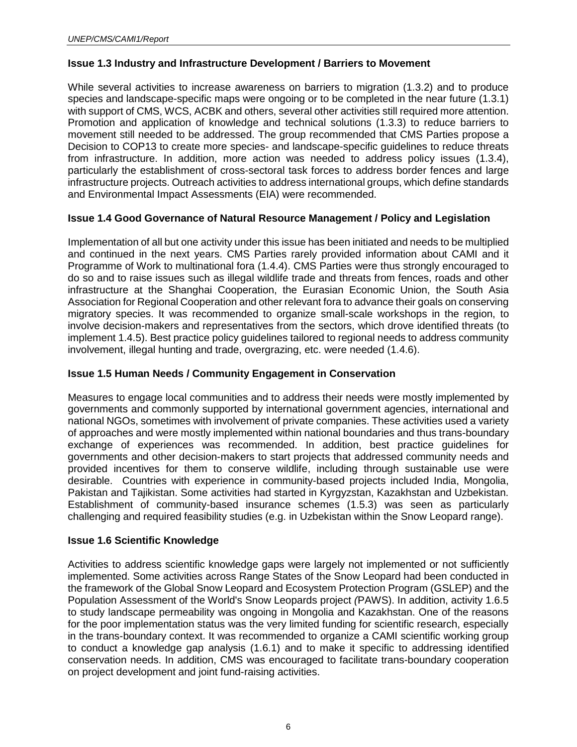### Issue 1.3 Industry and Infrastructure Development / Barriers to Movement

While several activities to increase awareness on barriers to migration (1.3.2) and to produce species and landscape-specific maps were ongoing or to be completed in the near future (1.3.1) with support of CMS, WCS, ACBK and others, several other activities still required more attention. Promotion and application of knowledge and technical solutions (1.3.3) to reduce barriers to movement still needed to be addressed. The group recommended that CMS Parties propose a Decision to COP13 to create more species- and landscape-specific guidelines to reduce threats from infrastructure. In addition, more action was needed to address policy issues (1.3.4), particularly the establishment of cross-sectoral task forces to address border fences and large infrastructure projects. Outreach activities to address international groups, which define standards and Environmental Impact Assessments (EIA) were recommended.

### Issue 1.4 Good Governance of Natural Resource Management / Policy and Legislation

Implementation of all but one activity under this issue has been initiated and needs to be multiplied and continued in the next years. CMS Parties rarely provided information about CAMI and it Programme of Work to multinational fora (1.4.4). CMS Parties were thus strongly encouraged to do so and to raise issues such as illegal wildlife trade and threats from fences, roads and other infrastructure at the Shanghai Cooperation, the Eurasian Economic Union, the South Asia Association for Regional Cooperation and other relevant fora to advance their goals on conserving migratory species. It was recommended to organize small-scale workshops in the region, to involve decision-makers and representatives from the sectors, which drove identified threats (to implement 1.4.5). Best practice policy guidelines tailored to regional needs to address community involvement, illegal hunting and trade, overgrazing, etc. were needed (1.4.6).

### Issue 1.5 Human Needs / Community Engagement in Conservation

Measures to engage local communities and to address their needs were mostly implemented by governments and commonly supported by international government agencies, international and national NGOs, sometimes with involvement of private companies. These activities used a variety of approaches and were mostly implemented within national boundaries and thus trans-boundary exchange of experiences was recommended. In addition, best practice guidelines for governments and other decision-makers to start projects that addressed community needs and provided incentives for them to conserve wildlife, including through sustainable use were desirable. Countries with experience in community-based projects included India, Mongolia, Pakistan and Tajikistan. Some activities had started in Kyrgyzstan, Kazakhstan and Uzbekistan. Establishment of community-based insurance schemes (1.5.3) was seen as particularly challenging and required feasibility studies (e.g. in Uzbekistan within the Snow Leopard range).

### Issue 1.6 Scientific Knowledge

Activities to address scientific knowledge gaps were largely not implemented or not sufficiently implemented. Some activities across Range States of the Snow Leopard had been conducted in the framework of the Global Snow Leopard and Ecosystem Protection Program (GSLEP) and the Population Assessment of the World's Snow Leopards project *(*PAWS). In addition, activity 1.6.5 to study landscape permeability was ongoing in Mongolia and Kazakhstan. One of the reasons for the poor implementation status was the very limited funding for scientific research, especially in the trans-boundary context. It was recommended to organize a CAMI scientific working group to conduct a knowledge gap analysis (1.6.1) and to make it specific to addressing identified conservation needs. In addition, CMS was encouraged to facilitate trans-boundary cooperation on project development and joint fund-raising activities.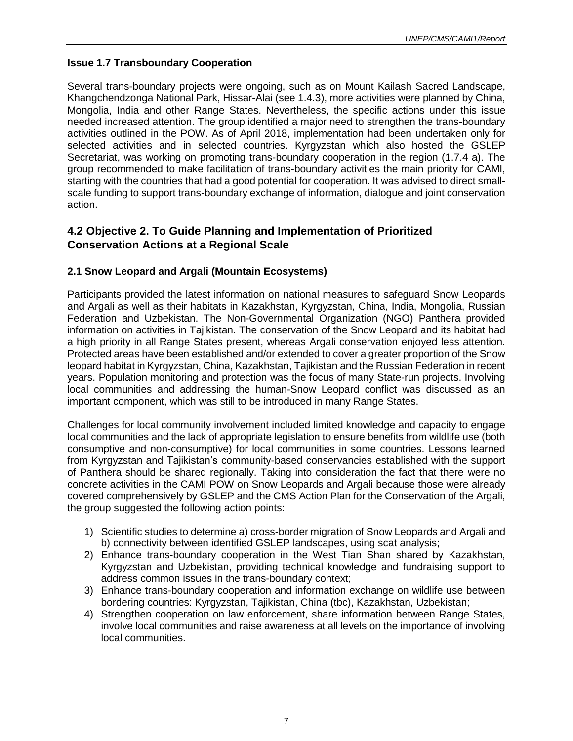### Issue 1.7 Transboundary Cooperation

Several trans-boundary projects were ongoing, such as on Mount Kailash Sacred Landscape, Khangchendzonga National Park, Hissar-Alai (see 1.4.3), more activities were planned by China, Mongolia, India and other Range States. Nevertheless, the specific actions under this issue needed increased attention. The group identified a major need to strengthen the trans-boundary activities outlined in the POW. As of April 2018, implementation had been undertaken only for selected activities and in selected countries. Kyrgyzstan which also hosted the GSLEP Secretariat, was working on promoting trans-boundary cooperation in the region (1.7.4 a). The group recommended to make facilitation of trans-boundary activities the main priority for CAMI, starting with the countries that had a good potential for cooperation. It was advised to direct small-scale funding to support trans-boundary exchange of information, dialogue and joint conservation action.

## 4.2 Objective 2. To Guide Planning and Implementation of Prioritized Conservation Actions at a Regional Scale

### 2.1 Snow Leopard and Argali (Mountain Ecosystems)

Participants provided the latest information on national measures to safeguard Snow Leopards and Argali as well as their habitats in Kazakhstan, Kyrgyzstan, China, India, Mongolia, Russian Federation and Uzbekistan. The Non-Governmental Organization (NGO) Panthera provided information on activities in Tajikistan. The conservation of the Snow Leopard and its habitat had a high priority in all Range States present, whereas Argali conservation enjoyed less attention. Protected areas have been established and/or extended to cover a greater proportion of the Snow leopard habitat in Kyrgyzstan, China, Kazakhstan, Tajikistan and the Russian Federation in recent years. Population monitoring and protection was the focus of many State-run projects. Involving local communities and addressing the human-Snow Leopard conflict was discussed as an important component, which was still to be introduced in many Range States.

Challenges for local community involvement included limited knowledge and capacity to engage local communities and the lack of appropriate legislation to ensure benefits from wildlife use (both consumptive and non-consumptive) for local communities in some countries. Lessons learned from Kyrgyzstan and Tajikistan's community-based conservancies established with the support of Panthera should be shared regionally. Taking into consideration the fact that there were no concrete activities in the CAMI POW on Snow Leopards and Argali because those were already covered comprehensively by GSLEP and the CMS Action Plan for the Conservation of the Argali, the group suggested the following action points:

1) Scientific studies to determine a) cross-border migration of Snow Leopards and Argali and b) connectivity between identified GSLEP landscapes, using scat analysis;
2) Enhance trans-boundary cooperation in the West Tian Shan shared by Kazakhstan, Kyrgyzstan and Uzbekistan, providing technical knowledge and fundraising support to address common issues in the trans-boundary context;
3) Enhance trans-boundary cooperation and information exchange on wildlife use between bordering countries: Kyrgyzstan, Tajikistan, China (tbc), Kazakhstan, Uzbekistan;
4) Strengthen cooperation on law enforcement, share information between Range States, involve local communities and raise awareness at all levels on the importance of involving local communities.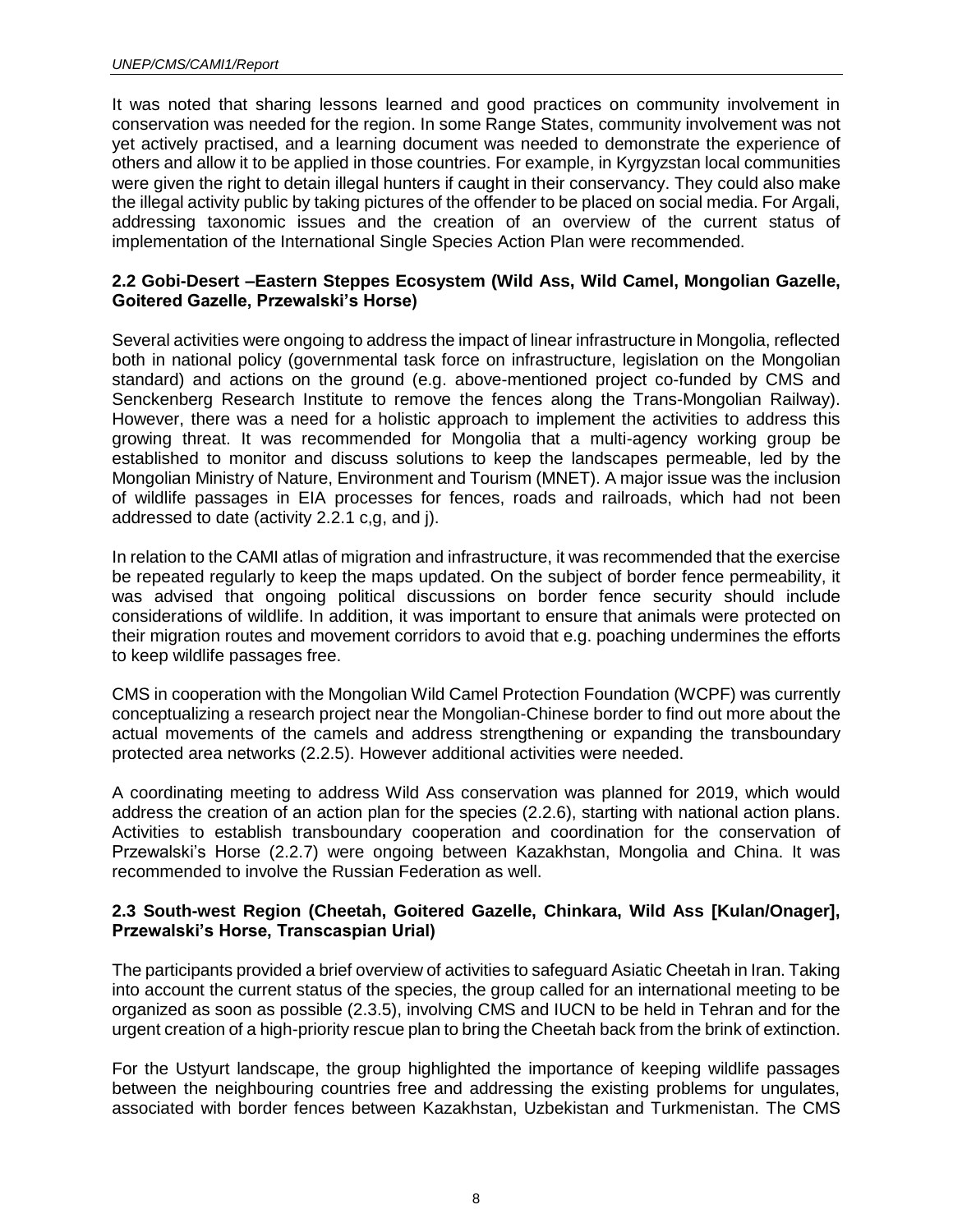It was noted that sharing lessons learned and good practices on community involvement in conservation was needed for the region. In some Range States, community involvement was not yet actively practised, and a learning document was needed to demonstrate the experience of others and allow it to be applied in those countries. For example, in Kyrgyzstan local communities were given the right to detain illegal hunters if caught in their conservancy. They could also make the illegal activity public by taking pictures of the offender to be placed on social media. For Argali, addressing taxonomic issues and the creation of an overview of the current status of implementation of the International Single Species Action Plan were recommended.

### 2.2 Gobi-Desert –Eastern Steppes Ecosystem (Wild Ass, Wild Camel, Mongolian Gazelle, Goitered Gazelle, Przewalski's Horse)

Several activities were ongoing to address the impact of linear infrastructure in Mongolia, reflected both in national policy (governmental task force on infrastructure, legislation on the Mongolian standard) and actions on the ground (e.g. above-mentioned project co-funded by CMS and Senckenberg Research Institute to remove the fences along the Trans-Mongolian Railway). However, there was a need for a holistic approach to implement the activities to address this growing threat. It was recommended for Mongolia that a multi-agency working group be established to monitor and discuss solutions to keep the landscapes permeable, led by the Mongolian Ministry of Nature, Environment and Tourism (MNET). A major issue was the inclusion of wildlife passages in EIA processes for fences, roads and railroads, which had not been addressed to date (activity 2.2.1 c,g, and j).

In relation to the CAMI atlas of migration and infrastructure, it was recommended that the exercise be repeated regularly to keep the maps updated. On the subject of border fence permeability, it was advised that ongoing political discussions on border fence security should include considerations of wildlife. In addition, it was important to ensure that animals were protected on their migration routes and movement corridors to avoid that e.g. poaching undermines the efforts to keep wildlife passages free.

CMS in cooperation with the Mongolian Wild Camel Protection Foundation (WCPF) was currently conceptualizing a research project near the Mongolian-Chinese border to find out more about the actual movements of the camels and address strengthening or expanding the transboundary protected area networks (2.2.5). However additional activities were needed.

A coordinating meeting to address Wild Ass conservation was planned for 2019, which would address the creation of an action plan for the species (2.2.6), starting with national action plans. Activities to establish transboundary cooperation and coordination for the conservation of Przewalski's Horse (2.2.7) were ongoing between Kazakhstan, Mongolia and China. It was recommended to involve the Russian Federation as well.

### 2.3 South-west Region (Cheetah, Goitered Gazelle, Chinkara, Wild Ass [Kulan/Onager], Przewalski's Horse, Transcaspian Urial)

The participants provided a brief overview of activities to safeguard Asiatic Cheetah in Iran. Taking into account the current status of the species, the group called for an international meeting to be organized as soon as possible (2.3.5), involving CMS and IUCN to be held in Tehran and for the urgent creation of a high-priority rescue plan to bring the Cheetah back from the brink of extinction.

For the Ustyurt landscape, the group highlighted the importance of keeping wildlife passages between the neighbouring countries free and addressing the existing problems for ungulates, associated with border fences between Kazakhstan, Uzbekistan and Turkmenistan. The CMS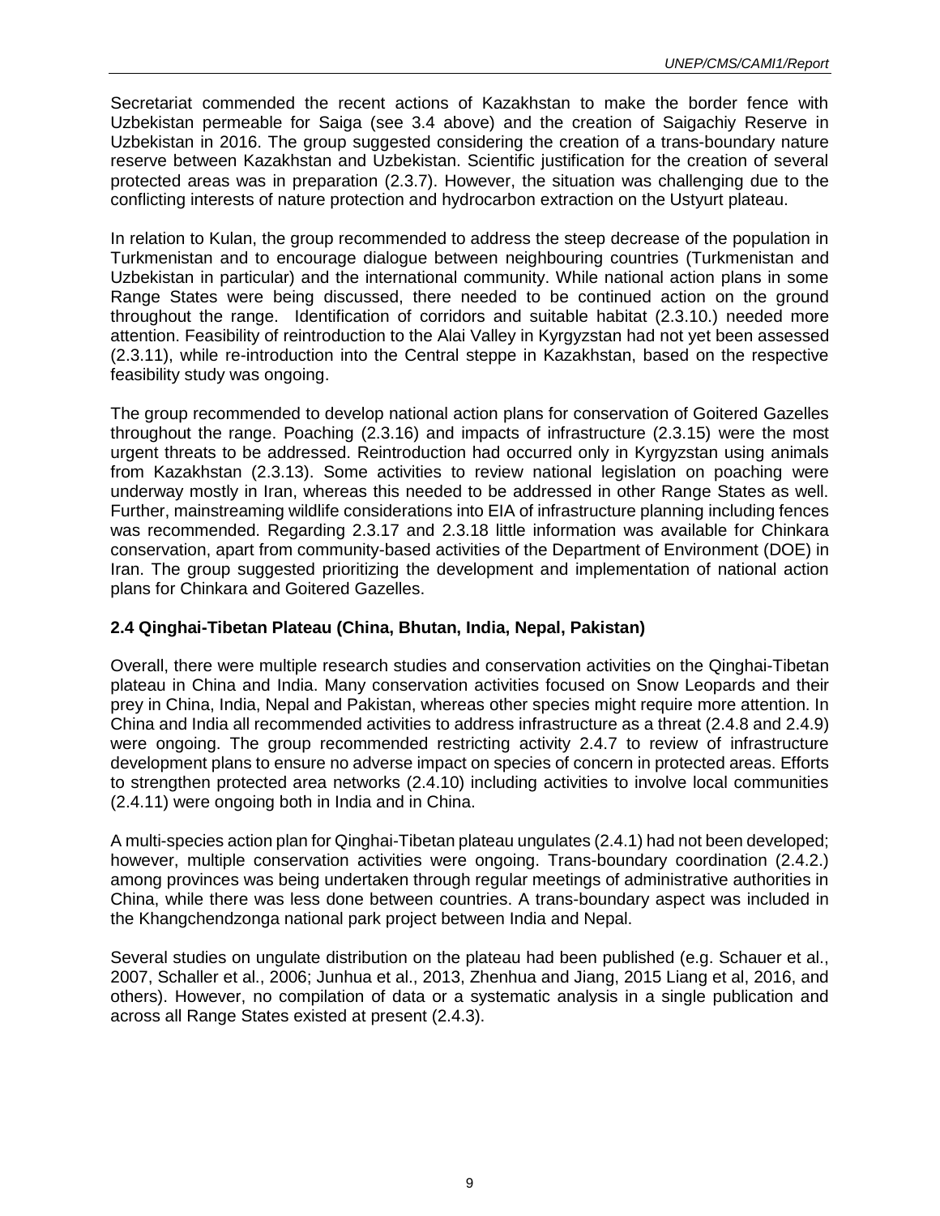Secretariat commended the recent actions of Kazakhstan to make the border fence with Uzbekistan permeable for Saiga (see 3.4 above) and the creation of Saigachiy Reserve in Uzbekistan in 2016. The group suggested considering the creation of a trans-boundary nature reserve between Kazakhstan and Uzbekistan. Scientific justification for the creation of several protected areas was in preparation (2.3.7). However, the situation was challenging due to the conflicting interests of nature protection and hydrocarbon extraction on the Ustyurt plateau.

In relation to Kulan, the group recommended to address the steep decrease of the population in Turkmenistan and to encourage dialogue between neighbouring countries (Turkmenistan and Uzbekistan in particular) and the international community. While national action plans in some Range States were being discussed, there needed to be continued action on the ground throughout the range. Identification of corridors and suitable habitat (2.3.10.) needed more attention. Feasibility of reintroduction to the Alai Valley in Kyrgyzstan had not yet been assessed (2.3.11), while re-introduction into the Central steppe in Kazakhstan, based on the respective feasibility study was ongoing.

The group recommended to develop national action plans for conservation of Goitered Gazelles throughout the range. Poaching (2.3.16) and impacts of infrastructure (2.3.15) were the most urgent threats to be addressed. Reintroduction had occurred only in Kyrgyzstan using animals from Kazakhstan (2.3.13). Some activities to review national legislation on poaching were underway mostly in Iran, whereas this needed to be addressed in other Range States as well. Further, mainstreaming wildlife considerations into EIA of infrastructure planning including fences was recommended. Regarding 2.3.17 and 2.3.18 little information was available for Chinkara conservation, apart from community-based activities of the Department of Environment (DOE) in Iran. The group suggested prioritizing the development and implementation of national action plans for Chinkara and Goitered Gazelles.

### 2.4 Qinghai-Tibetan Plateau (China, Bhutan, India, Nepal, Pakistan)

Overall, there were multiple research studies and conservation activities on the Qinghai-Tibetan plateau in China and India. Many conservation activities focused on Snow Leopards and their prey in China, India, Nepal and Pakistan, whereas other species might require more attention. In China and India all recommended activities to address infrastructure as a threat (2.4.8 and 2.4.9) were ongoing. The group recommended restricting activity 2.4.7 to review of infrastructure development plans to ensure no adverse impact on species of concern in protected areas. Efforts to strengthen protected area networks (2.4.10) including activities to involve local communities (2.4.11) were ongoing both in India and in China.

A multi-species action plan for Qinghai-Tibetan plateau ungulates (2.4.1) had not been developed; however, multiple conservation activities were ongoing. Trans-boundary coordination (2.4.2.) among provinces was being undertaken through regular meetings of administrative authorities in China, while there was less done between countries. A trans-boundary aspect was included in the Khangchendzonga national park project between India and Nepal.

Several studies on ungulate distribution on the plateau had been published (e.g. Schauer et al., 2007, Schaller et al., 2006; Junhua et al., 2013, Zhenhua and Jiang, 2015 Liang et al, 2016, and others). However, no compilation of data or a systematic analysis in a single publication and across all Range States existed at present (2.4.3).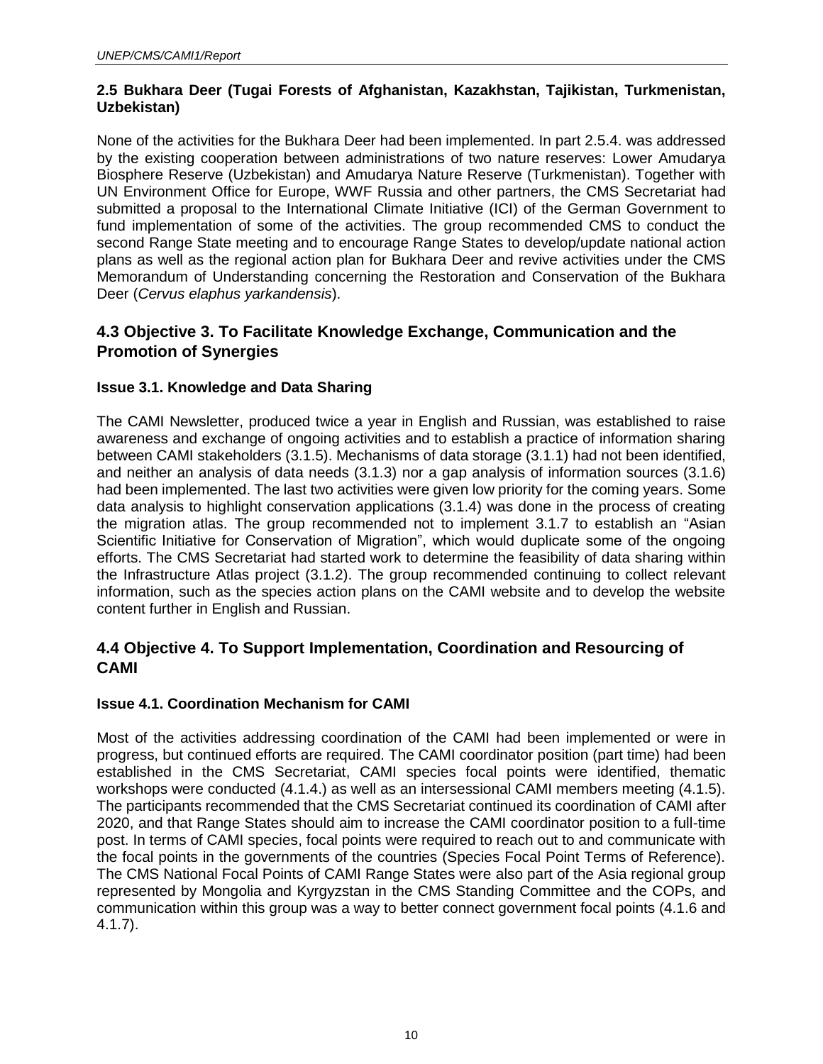**2.5 Bukhara Deer (Tugai Forests of Afghanistan, Kazakhstan, Tajikistan, Turkmenistan, Uzbekistan)**

None of the activities for the Bukhara Deer had been implemented. In part 2.5.4. was addressed by the existing cooperation between administrations of two nature reserves: Lower Amudarya Biosphere Reserve (Uzbekistan) and Amudarya Nature Reserve (Turkmenistan). Together with UN Environment Office for Europe, WWF Russia and other partners, the CMS Secretariat had submitted a proposal to the International Climate Initiative (ICI) of the German Government to fund implementation of some of the activities. The group recommended CMS to conduct the second Range State meeting and to encourage Range States to develop/update national action plans as well as the regional action plan for Bukhara Deer and revive activities under the CMS Memorandum of Understanding concerning the Restoration and Conservation of the Bukhara Deer (*Cervus elaphus yarkandensis*).

## 4.3 Objective 3. To Facilitate Knowledge Exchange, Communication and the Promotion of Synergies

### Issue 3.1. Knowledge and Data Sharing

The CAMI Newsletter, produced twice a year in English and Russian, was established to raise awareness and exchange of ongoing activities and to establish a practice of information sharing between CAMI stakeholders (3.1.5). Mechanisms of data storage (3.1.1) had not been identified, and neither an analysis of data needs (3.1.3) nor a gap analysis of information sources (3.1.6) had been implemented. The last two activities were given low priority for the coming years. Some data analysis to highlight conservation applications (3.1.4) was done in the process of creating the migration atlas. The group recommended not to implement 3.1.7 to establish an "Asian Scientific Initiative for Conservation of Migration", which would duplicate some of the ongoing efforts. The CMS Secretariat had started work to determine the feasibility of data sharing within the Infrastructure Atlas project (3.1.2). The group recommended continuing to collect relevant information, such as the species action plans on the CAMI website and to develop the website content further in English and Russian.

## 4.4 Objective 4. To Support Implementation, Coordination and Resourcing of CAMI

### Issue 4.1. Coordination Mechanism for CAMI

Most of the activities addressing coordination of the CAMI had been implemented or were in progress, but continued efforts are required. The CAMI coordinator position (part time) had been established in the CMS Secretariat, CAMI species focal points were identified, thematic workshops were conducted (4.1.4.) as well as an intersessional CAMI members meeting (4.1.5). The participants recommended that the CMS Secretariat continued its coordination of CAMI after 2020, and that Range States should aim to increase the CAMI coordinator position to a full-time post. In terms of CAMI species, focal points were required to reach out to and communicate with the focal points in the governments of the countries (Species Focal Point Terms of Reference). The CMS National Focal Points of CAMI Range States were also part of the Asia regional group represented by Mongolia and Kyrgyzstan in the CMS Standing Committee and the COPs, and communication within this group was a way to better connect government focal points (4.1.6 and 4.1.7).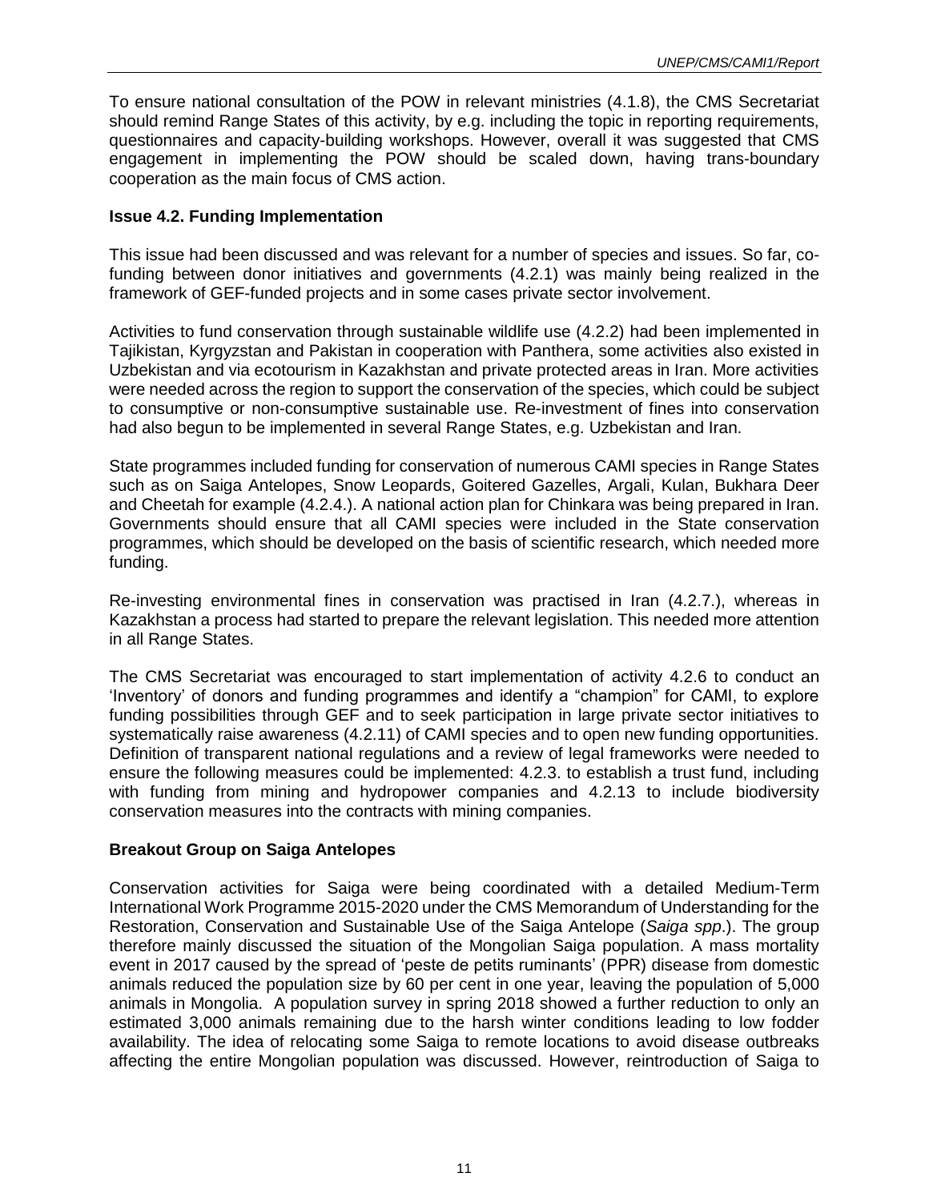To ensure national consultation of the POW in relevant ministries (4.1.8), the CMS Secretariat should remind Range States of this activity, by e.g. including the topic in reporting requirements, questionnaires and capacity-building workshops. However, overall it was suggested that CMS engagement in implementing the POW should be scaled down, having trans-boundary cooperation as the main focus of CMS action.

**Issue 4.2. Funding Implementation**

This issue had been discussed and was relevant for a number of species and issues. So far, co-funding between donor initiatives and governments (4.2.1) was mainly being realized in the framework of GEF-funded projects and in some cases private sector involvement.

Activities to fund conservation through sustainable wildlife use (4.2.2) had been implemented in Tajikistan, Kyrgyzstan and Pakistan in cooperation with Panthera, some activities also existed in Uzbekistan and via ecotourism in Kazakhstan and private protected areas in Iran. More activities were needed across the region to support the conservation of the species, which could be subject to consumptive or non-consumptive sustainable use. Re-investment of fines into conservation had also begun to be implemented in several Range States, e.g. Uzbekistan and Iran.

State programmes included funding for conservation of numerous CAMI species in Range States such as on Saiga Antelopes, Snow Leopards, Goitered Gazelles, Argali, Kulan, Bukhara Deer and Cheetah for example (4.2.4.). A national action plan for Chinkara was being prepared in Iran. Governments should ensure that all CAMI species were included in the State conservation programmes, which should be developed on the basis of scientific research, which needed more funding.

Re-investing environmental fines in conservation was practised in Iran (4.2.7.), whereas in Kazakhstan a process had started to prepare the relevant legislation. This needed more attention in all Range States.

The CMS Secretariat was encouraged to start implementation of activity 4.2.6 to conduct an 'Inventory' of donors and funding programmes and identify a "champion" for CAMI, to explore funding possibilities through GEF and to seek participation in large private sector initiatives to systematically raise awareness (4.2.11) of CAMI species and to open new funding opportunities. Definition of transparent national regulations and a review of legal frameworks were needed to ensure the following measures could be implemented: 4.2.3. to establish a trust fund, including with funding from mining and hydropower companies and 4.2.13 to include biodiversity conservation measures into the contracts with mining companies.

**Breakout Group on Saiga Antelopes**

Conservation activities for Saiga were being coordinated with a detailed Medium-Term International Work Programme 2015-2020 under the CMS Memorandum of Understanding for the Restoration, Conservation and Sustainable Use of the Saiga Antelope (*Saiga spp*.). The group therefore mainly discussed the situation of the Mongolian Saiga population. A mass mortality event in 2017 caused by the spread of 'peste de petits ruminants' (PPR) disease from domestic animals reduced the population size by 60 per cent in one year, leaving the population of 5,000 animals in Mongolia. A population survey in spring 2018 showed a further reduction to only an estimated 3,000 animals remaining due to the harsh winter conditions leading to low fodder availability. The idea of relocating some Saiga to remote locations to avoid disease outbreaks affecting the entire Mongolian population was discussed. However, reintroduction of Saiga to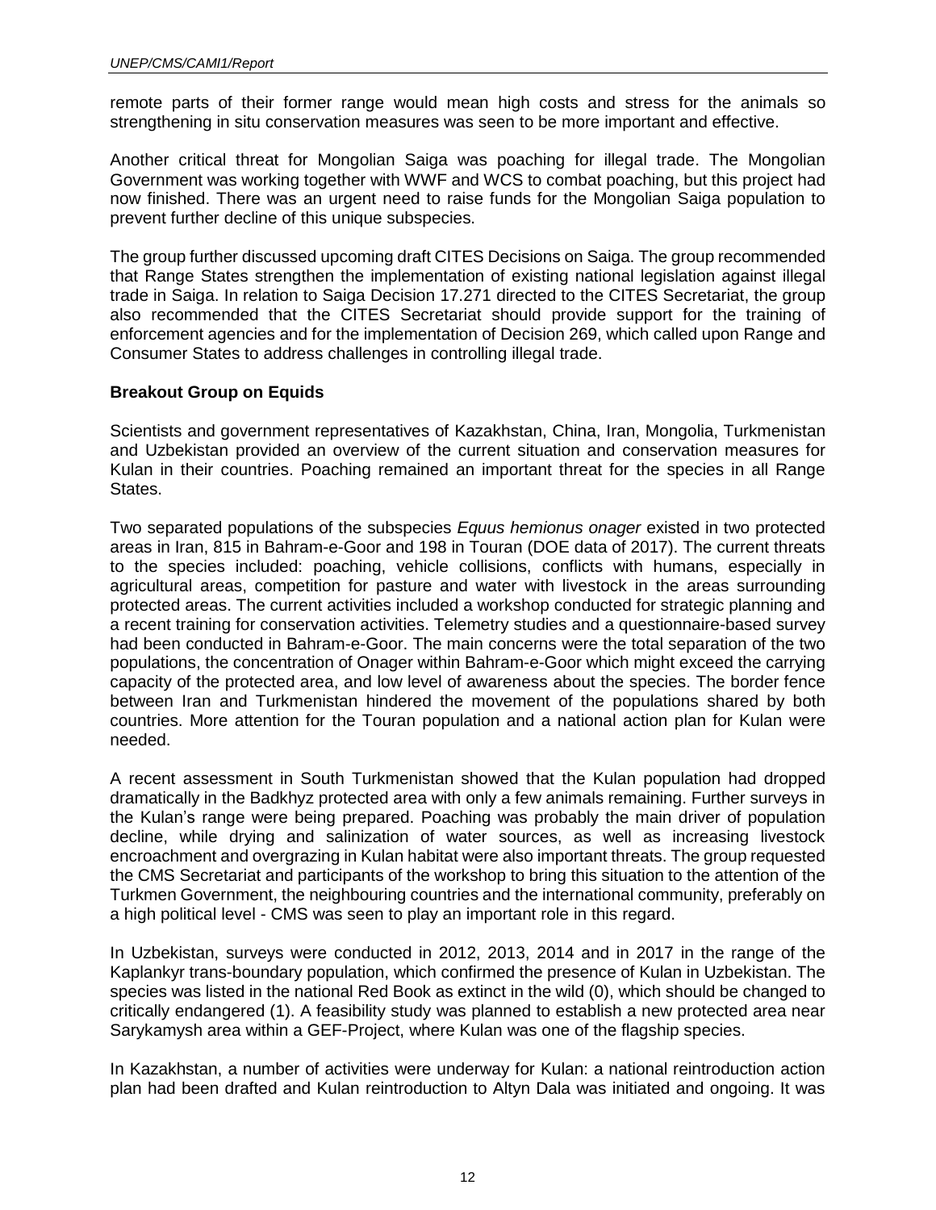remote parts of their former range would mean high costs and stress for the animals so strengthening in situ conservation measures was seen to be more important and effective.

Another critical threat for Mongolian Saiga was poaching for illegal trade. The Mongolian Government was working together with WWF and WCS to combat poaching, but this project had now finished. There was an urgent need to raise funds for the Mongolian Saiga population to prevent further decline of this unique subspecies.

The group further discussed upcoming draft CITES Decisions on Saiga. The group recommended that Range States strengthen the implementation of existing national legislation against illegal trade in Saiga. In relation to Saiga Decision 17.271 directed to the CITES Secretariat, the group also recommended that the CITES Secretariat should provide support for the training of enforcement agencies and for the implementation of Decision 269, which called upon Range and Consumer States to address challenges in controlling illegal trade.

**Breakout Group on Equids**

Scientists and government representatives of Kazakhstan, China, Iran, Mongolia, Turkmenistan and Uzbekistan provided an overview of the current situation and conservation measures for Kulan in their countries. Poaching remained an important threat for the species in all Range States.

Two separated populations of the subspecies *Equus hemionus onager* existed in two protected areas in Iran, 815 in Bahram-e-Goor and 198 in Touran (DOE data of 2017). The current threats to the species included: poaching, vehicle collisions, conflicts with humans, especially in agricultural areas, competition for pasture and water with livestock in the areas surrounding protected areas. The current activities included a workshop conducted for strategic planning and a recent training for conservation activities. Telemetry studies and a questionnaire-based survey had been conducted in Bahram-e-Goor. The main concerns were the total separation of the two populations, the concentration of Onager within Bahram-e-Goor which might exceed the carrying capacity of the protected area, and low level of awareness about the species. The border fence between Iran and Turkmenistan hindered the movement of the populations shared by both countries. More attention for the Touran population and a national action plan for Kulan were needed.

A recent assessment in South Turkmenistan showed that the Kulan population had dropped dramatically in the Badkhyz protected area with only a few animals remaining. Further surveys in the Kulan's range were being prepared. Poaching was probably the main driver of population decline, while drying and salinization of water sources, as well as increasing livestock encroachment and overgrazing in Kulan habitat were also important threats. The group requested the CMS Secretariat and participants of the workshop to bring this situation to the attention of the Turkmen Government, the neighbouring countries and the international community, preferably on a high political level - CMS was seen to play an important role in this regard.

In Uzbekistan, surveys were conducted in 2012, 2013, 2014 and in 2017 in the range of the Kaplankyr trans-boundary population, which confirmed the presence of Kulan in Uzbekistan. The species was listed in the national Red Book as extinct in the wild (0), which should be changed to critically endangered (1). A feasibility study was planned to establish a new protected area near Sarykamysh area within a GEF-Project, where Kulan was one of the flagship species.

In Kazakhstan, a number of activities were underway for Kulan: a national reintroduction action plan had been drafted and Kulan reintroduction to Altyn Dala was initiated and ongoing. It was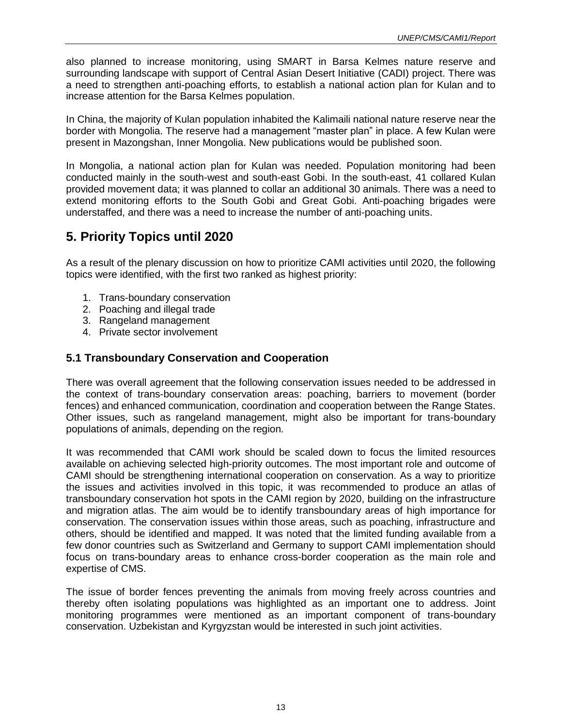also planned to increase monitoring, using SMART in Barsa Kelmes nature reserve and surrounding landscape with support of Central Asian Desert Initiative (CADI) project. There was a need to strengthen anti-poaching efforts, to establish a national action plan for Kulan and to increase attention for the Barsa Kelmes population.

In China, the majority of Kulan population inhabited the Kalimaili national nature reserve near the border with Mongolia. The reserve had a management "master plan" in place. A few Kulan were present in Mazongshan, Inner Mongolia. New publications would be published soon.

In Mongolia, a national action plan for Kulan was needed. Population monitoring had been conducted mainly in the south-west and south-east Gobi. In the south-east, 41 collared Kulan provided movement data; it was planned to collar an additional 30 animals. There was a need to extend monitoring efforts to the South Gobi and Great Gobi. Anti-poaching brigades were understaffed, and there was a need to increase the number of anti-poaching units.

## 5. Priority Topics until 2020

As a result of the plenary discussion on how to prioritize CAMI activities until 2020, the following topics were identified, with the first two ranked as highest priority:

1. Trans-boundary conservation
2. Poaching and illegal trade
3. Rangeland management
4. Private sector involvement

### 5.1 Transboundary Conservation and Cooperation

There was overall agreement that the following conservation issues needed to be addressed in the context of trans-boundary conservation areas: poaching, barriers to movement (border fences) and enhanced communication, coordination and cooperation between the Range States. Other issues, such as rangeland management, might also be important for trans-boundary populations of animals, depending on the region.

It was recommended that CAMI work should be scaled down to focus the limited resources available on achieving selected high-priority outcomes. The most important role and outcome of CAMI should be strengthening international cooperation on conservation. As a way to prioritize the issues and activities involved in this topic, it was recommended to produce an atlas of transboundary conservation hot spots in the CAMI region by 2020, building on the infrastructure and migration atlas. The aim would be to identify transboundary areas of high importance for conservation. The conservation issues within those areas, such as poaching, infrastructure and others, should be identified and mapped. It was noted that the limited funding available from a few donor countries such as Switzerland and Germany to support CAMI implementation should focus on trans-boundary areas to enhance cross-border cooperation as the main role and expertise of CMS.

The issue of border fences preventing the animals from moving freely across countries and thereby often isolating populations was highlighted as an important one to address. Joint monitoring programmes were mentioned as an important component of trans-boundary conservation. Uzbekistan and Kyrgyzstan would be interested in such joint activities.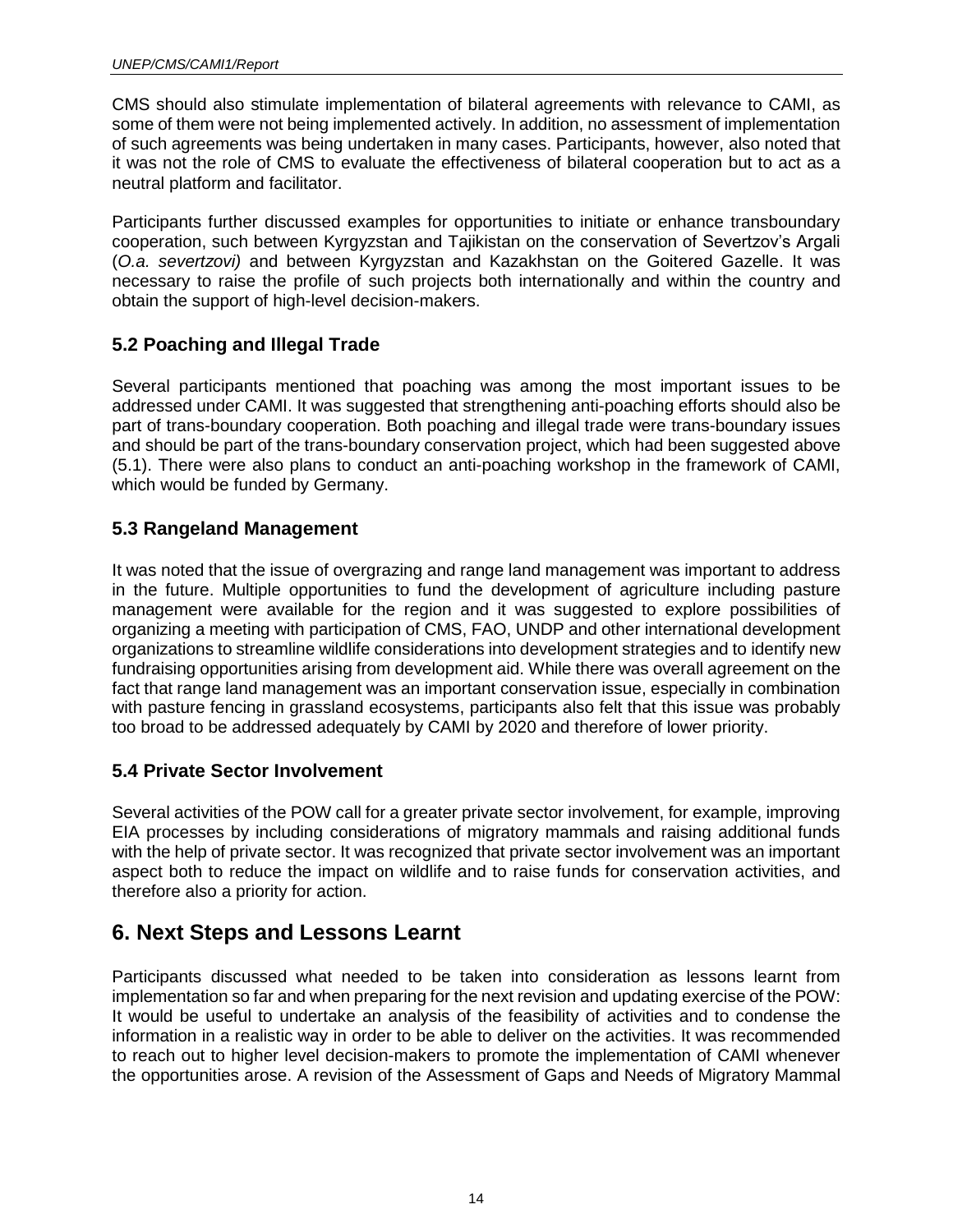CMS should also stimulate implementation of bilateral agreements with relevance to CAMI, as some of them were not being implemented actively. In addition, no assessment of implementation of such agreements was being undertaken in many cases. Participants, however, also noted that it was not the role of CMS to evaluate the effectiveness of bilateral cooperation but to act as a neutral platform and facilitator.

Participants further discussed examples for opportunities to initiate or enhance transboundary cooperation, such between Kyrgyzstan and Tajikistan on the conservation of Severtzov's Argali (*O.a. severtzovi)* and between Kyrgyzstan and Kazakhstan on the Goitered Gazelle. It was necessary to raise the profile of such projects both internationally and within the country and obtain the support of high-level decision-makers.

### 5.2 Poaching and Illegal Trade

Several participants mentioned that poaching was among the most important issues to be addressed under CAMI. It was suggested that strengthening anti-poaching efforts should also be part of trans-boundary cooperation. Both poaching and illegal trade were trans-boundary issues and should be part of the trans-boundary conservation project, which had been suggested above (5.1). There were also plans to conduct an anti-poaching workshop in the framework of CAMI, which would be funded by Germany.

### 5.3 Rangeland Management

It was noted that the issue of overgrazing and range land management was important to address in the future. Multiple opportunities to fund the development of agriculture including pasture management were available for the region and it was suggested to explore possibilities of organizing a meeting with participation of CMS, FAO, UNDP and other international development organizations to streamline wildlife considerations into development strategies and to identify new fundraising opportunities arising from development aid. While there was overall agreement on the fact that range land management was an important conservation issue, especially in combination with pasture fencing in grassland ecosystems, participants also felt that this issue was probably too broad to be addressed adequately by CAMI by 2020 and therefore of lower priority.

### 5.4 Private Sector Involvement

Several activities of the POW call for a greater private sector involvement, for example, improving EIA processes by including considerations of migratory mammals and raising additional funds with the help of private sector. It was recognized that private sector involvement was an important aspect both to reduce the impact on wildlife and to raise funds for conservation activities, and therefore also a priority for action.

## 6. Next Steps and Lessons Learnt

Participants discussed what needed to be taken into consideration as lessons learnt from implementation so far and when preparing for the next revision and updating exercise of the POW: It would be useful to undertake an analysis of the feasibility of activities and to condense the information in a realistic way in order to be able to deliver on the activities. It was recommended to reach out to higher level decision-makers to promote the implementation of CAMI whenever the opportunities arose. A revision of the Assessment of Gaps and Needs of Migratory Mammal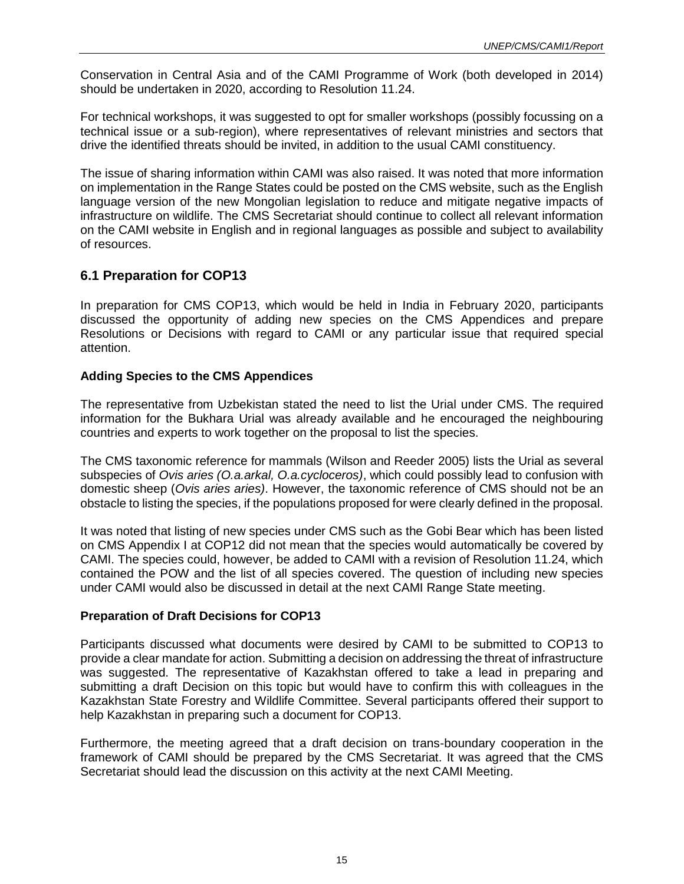Conservation in Central Asia and of the CAMI Programme of Work (both developed in 2014) should be undertaken in 2020, according to Resolution 11.24.

For technical workshops, it was suggested to opt for smaller workshops (possibly focussing on a technical issue or a sub-region), where representatives of relevant ministries and sectors that drive the identified threats should be invited, in addition to the usual CAMI constituency.

The issue of sharing information within CAMI was also raised. It was noted that more information on implementation in the Range States could be posted on the CMS website, such as the English language version of the new Mongolian legislation to reduce and mitigate negative impacts of infrastructure on wildlife. The CMS Secretariat should continue to collect all relevant information on the CAMI website in English and in regional languages as possible and subject to availability of resources.

## 6.1 Preparation for COP13

In preparation for CMS COP13, which would be held in India in February 2020, participants discussed the opportunity of adding new species on the CMS Appendices and prepare Resolutions or Decisions with regard to CAMI or any particular issue that required special attention.

**Adding Species to the CMS Appendices**

The representative from Uzbekistan stated the need to list the Urial under CMS. The required information for the Bukhara Urial was already available and he encouraged the neighbouring countries and experts to work together on the proposal to list the species.

The CMS taxonomic reference for mammals (Wilson and Reeder 2005) lists the Urial as several subspecies of *Ovis aries (O.a.arkal, O.a.cycloceros)*, which could possibly lead to confusion with domestic sheep (*Ovis aries aries)*. However, the taxonomic reference of CMS should not be an obstacle to listing the species, if the populations proposed for were clearly defined in the proposal.

It was noted that listing of new species under CMS such as the Gobi Bear which has been listed on CMS Appendix I at COP12 did not mean that the species would automatically be covered by CAMI. The species could, however, be added to CAMI with a revision of Resolution 11.24, which contained the POW and the list of all species covered. The question of including new species under CAMI would also be discussed in detail at the next CAMI Range State meeting.

**Preparation of Draft Decisions for COP13**

Participants discussed what documents were desired by CAMI to be submitted to COP13 to provide a clear mandate for action. Submitting a decision on addressing the threat of infrastructure was suggested. The representative of Kazakhstan offered to take a lead in preparing and submitting a draft Decision on this topic but would have to confirm this with colleagues in the Kazakhstan State Forestry and Wildlife Committee. Several participants offered their support to help Kazakhstan in preparing such a document for COP13.

Furthermore, the meeting agreed that a draft decision on trans-boundary cooperation in the framework of CAMI should be prepared by the CMS Secretariat. It was agreed that the CMS Secretariat should lead the discussion on this activity at the next CAMI Meeting.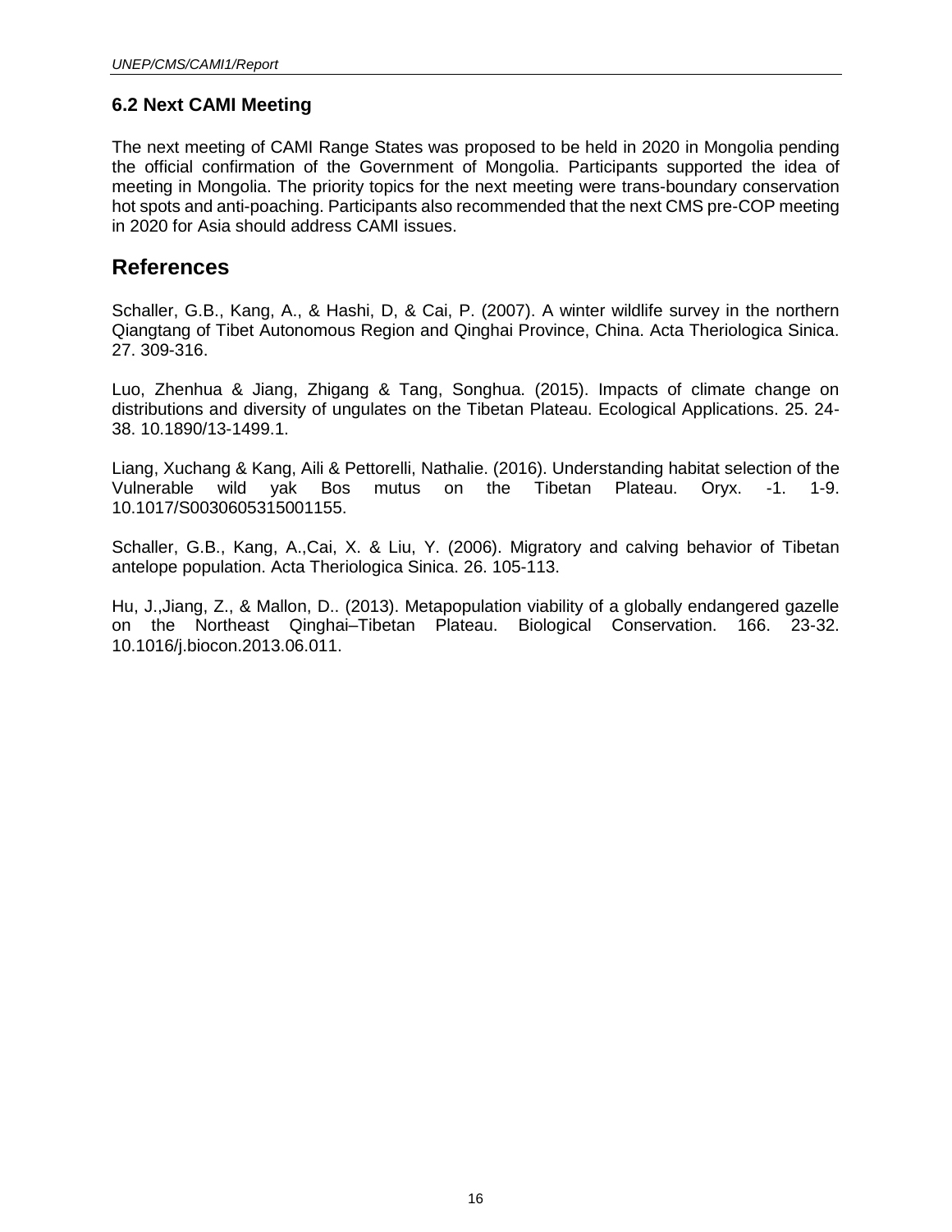### 6.2 Next CAMI Meeting

The next meeting of CAMI Range States was proposed to be held in 2020 in Mongolia pending the official confirmation of the Government of Mongolia. Participants supported the idea of meeting in Mongolia. The priority topics for the next meeting were trans-boundary conservation hot spots and anti-poaching. Participants also recommended that the next CMS pre-COP meeting in 2020 for Asia should address CAMI issues.

## References

Schaller, G.B., Kang, A., & Hashi, D, & Cai, P. (2007). A winter wildlife survey in the northern Qiangtang of Tibet Autonomous Region and Qinghai Province, China. Acta Theriologica Sinica. 27. 309-316.

Luo, Zhenhua & Jiang, Zhigang & Tang, Songhua. (2015). Impacts of climate change on distributions and diversity of ungulates on the Tibetan Plateau. Ecological Applications. 25. 24-38. 10.1890/13-1499.1.

Liang, Xuchang & Kang, Aili & Pettorelli, Nathalie. (2016). Understanding habitat selection of the Vulnerable wild yak Bos mutus on the Tibetan Plateau. Oryx. -1. 1-9. 10.1017/S0030605315001155.

Schaller, G.B., Kang, A.,Cai, X. & Liu, Y. (2006). Migratory and calving behavior of Tibetan antelope population. Acta Theriologica Sinica. 26. 105-113.

Hu, J.,Jiang, Z., & Mallon, D.. (2013). Metapopulation viability of a globally endangered gazelle on the Northeast Qinghai–Tibetan Plateau. Biological Conservation. 166. 23-32. 10.1016/j.biocon.2013.06.011.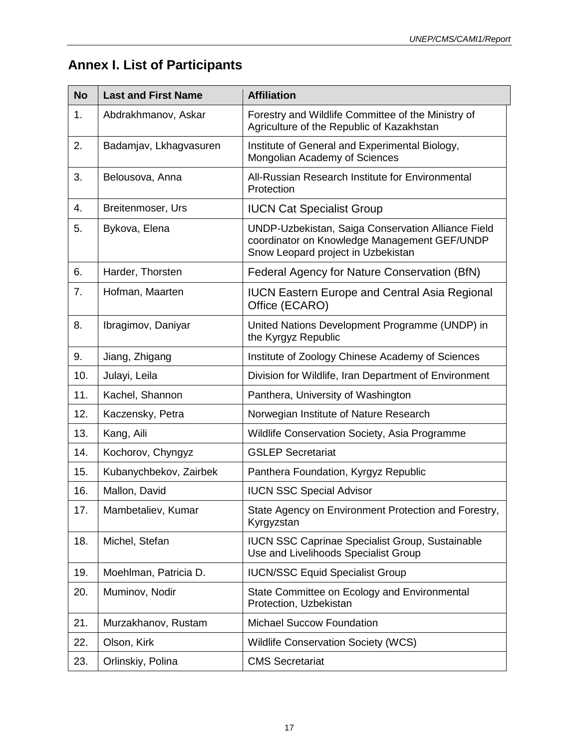## Annex I. List of Participants

| No | Last and First Name | Affiliation |
|---|---|---|
| 1. | Abdrakhmanov, Askar | Forestry and Wildlife Committee of the Ministry of Agriculture of the Republic of Kazakhstan |
| 2. | Badamjav, Lkhagvasuren | Institute of General and Experimental Biology, Mongolian Academy of Sciences |
| 3. | Belousova, Anna | All-Russian Research Institute for Environmental Protection |
| 4. | Breitenmoser, Urs | IUCN Cat Specialist Group |
| 5. | Bykova, Elena | UNDP-Uzbekistan, Saiga Conservation Alliance Field coordinator on Knowledge Management GEF/UNDP Snow Leopard project in Uzbekistan |
| 6. | Harder, Thorsten | Federal Agency for Nature Conservation (BfN) |
| 7. | Hofman, Maarten | IUCN Eastern Europe and Central Asia Regional Office (ECARO) |
| 8. | Ibragimov, Daniyar | United Nations Development Programme (UNDP) in the Kyrgyz Republic |
| 9. | Jiang, Zhigang | Institute of Zoology Chinese Academy of Sciences |
| 10. | Julayi, Leila | Division for Wildlife, Iran Department of Environment |
| 11. | Kachel, Shannon | Panthera, University of Washington |
| 12. | Kaczensky, Petra | Norwegian Institute of Nature Research |
| 13. | Kang, Aili | Wildlife Conservation Society, Asia Programme |
| 14. | Kochorov, Chyngyz | GSLEP Secretariat |
| 15. | Kubanychbekov, Zairbek | Panthera Foundation, Kyrgyz Republic |
| 16. | Mallon, David | IUCN SSC Special Advisor |
| 17. | Mambetaliev, Kumar | State Agency on Environment Protection and Forestry, Kyrgyzstan |
| 18. | Michel, Stefan | IUCN SSC Caprinae Specialist Group, Sustainable Use and Livelihoods Specialist Group |
| 19. | Moehlman, Patricia D. | IUCN/SSC Equid Specialist Group |
| 20. | Muminov, Nodir | State Committee on Ecology and Environmental Protection, Uzbekistan |
| 21. | Murzakhanov, Rustam | Michael Succow Foundation |
| 22. | Olson, Kirk | Wildlife Conservation Society (WCS) |
| 23. | Orlinskiy, Polina | CMS Secretariat |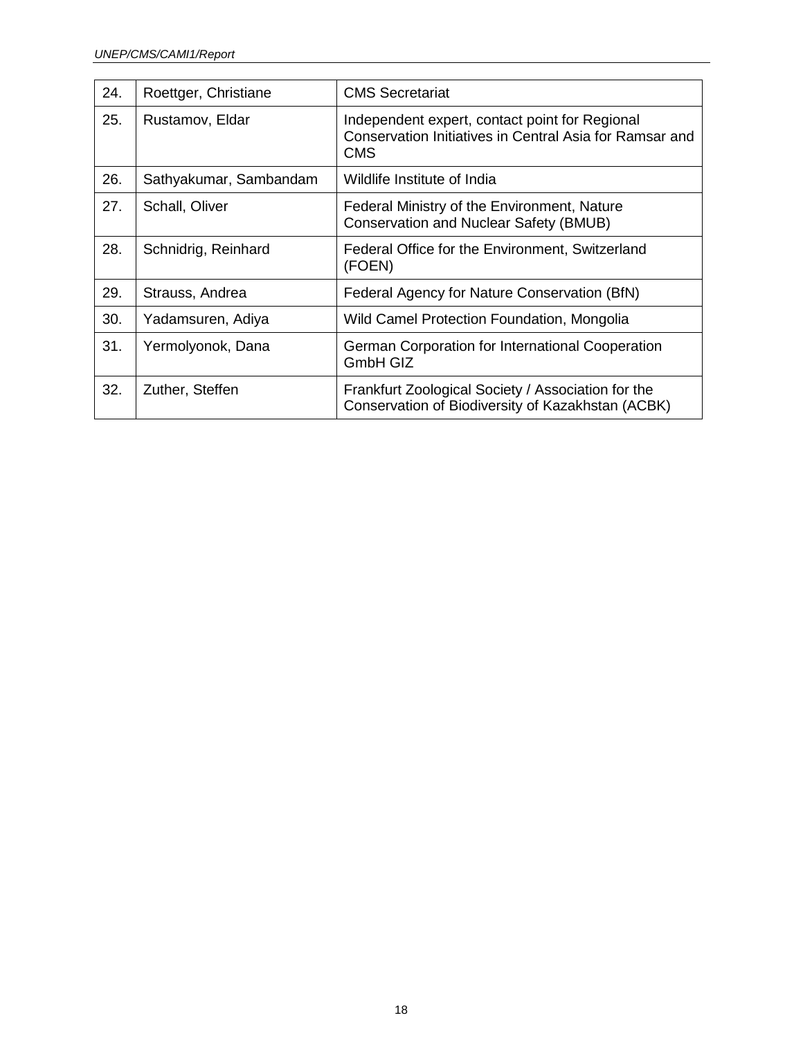| 24. | Roettger, Christiane | CMS Secretariat |
|---|---|---|
| 25. | Rustamov, Eldar | Independent expert, contact point for Regional Conservation Initiatives in Central Asia for Ramsar and CMS |
| 26. | Sathyakumar, Sambandam | Wildlife Institute of India |
| 27. | Schall, Oliver | Federal Ministry of the Environment, Nature Conservation and Nuclear Safety (BMUB) |
| 28. | Schnidrig, Reinhard | Federal Office for the Environment, Switzerland (FOEN) |
| 29. | Strauss, Andrea | Federal Agency for Nature Conservation (BfN) |
| 30. | Yadamsuren, Adiya | Wild Camel Protection Foundation, Mongolia |
| 31. | Yermolyonok, Dana | German Corporation for International Cooperation GmbH GIZ |
| 32. | Zuther, Steffen | Frankfurt Zoological Society / Association for the Conservation of Biodiversity of Kazakhstan (ACBK) |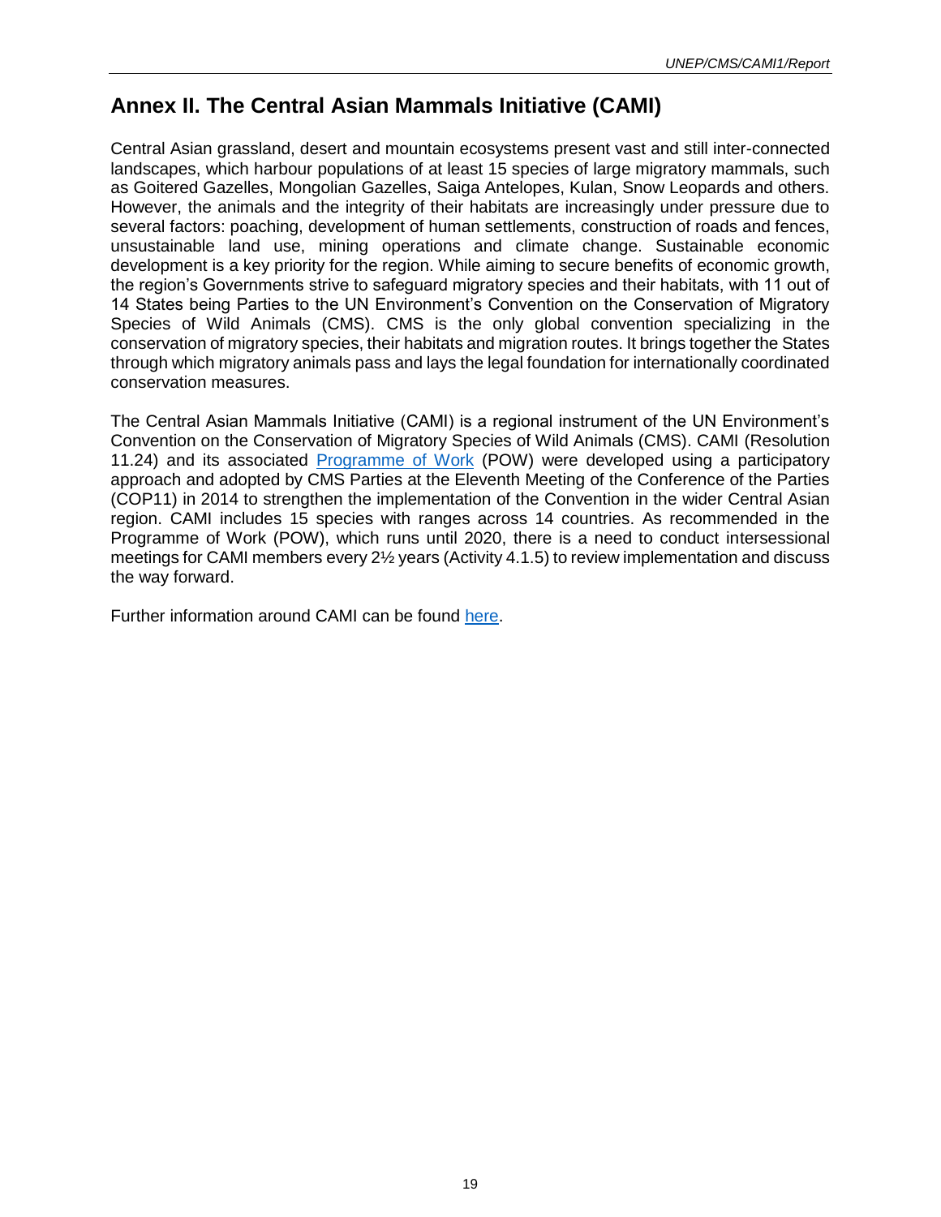## Annex II. The Central Asian Mammals Initiative (CAMI)

Central Asian grassland, desert and mountain ecosystems present vast and still inter-connected landscapes, which harbour populations of at least 15 species of large migratory mammals, such as Goitered Gazelles, Mongolian Gazelles, Saiga Antelopes, Kulan, Snow Leopards and others. However, the animals and the integrity of their habitats are increasingly under pressure due to several factors: poaching, development of human settlements, construction of roads and fences, unsustainable land use, mining operations and climate change. Sustainable economic development is a key priority for the region. While aiming to secure benefits of economic growth, the region's Governments strive to safeguard migratory species and their habitats, with 11 out of 14 States being Parties to the UN Environment's Convention on the Conservation of Migratory Species of Wild Animals (CMS). CMS is the only global convention specializing in the conservation of migratory species, their habitats and migration routes. It brings together the States through which migratory animals pass and lays the legal foundation for internationally coordinated conservation measures.

The Central Asian Mammals Initiative (CAMI) is a regional instrument of the UN Environment's Convention on the Conservation of Migratory Species of Wild Animals (CMS). CAMI (Resolution 11.24) and its associated Programme of Work (POW) were developed using a participatory approach and adopted by CMS Parties at the Eleventh Meeting of the Conference of the Parties (COP11) in 2014 to strengthen the implementation of the Convention in the wider Central Asian region. CAMI includes 15 species with ranges across 14 countries. As recommended in the Programme of Work (POW), which runs until 2020, there is a need to conduct intersessional meetings for CAMI members every 2½ years (Activity 4.1.5) to review implementation and discuss the way forward.

Further information around CAMI can be found here.